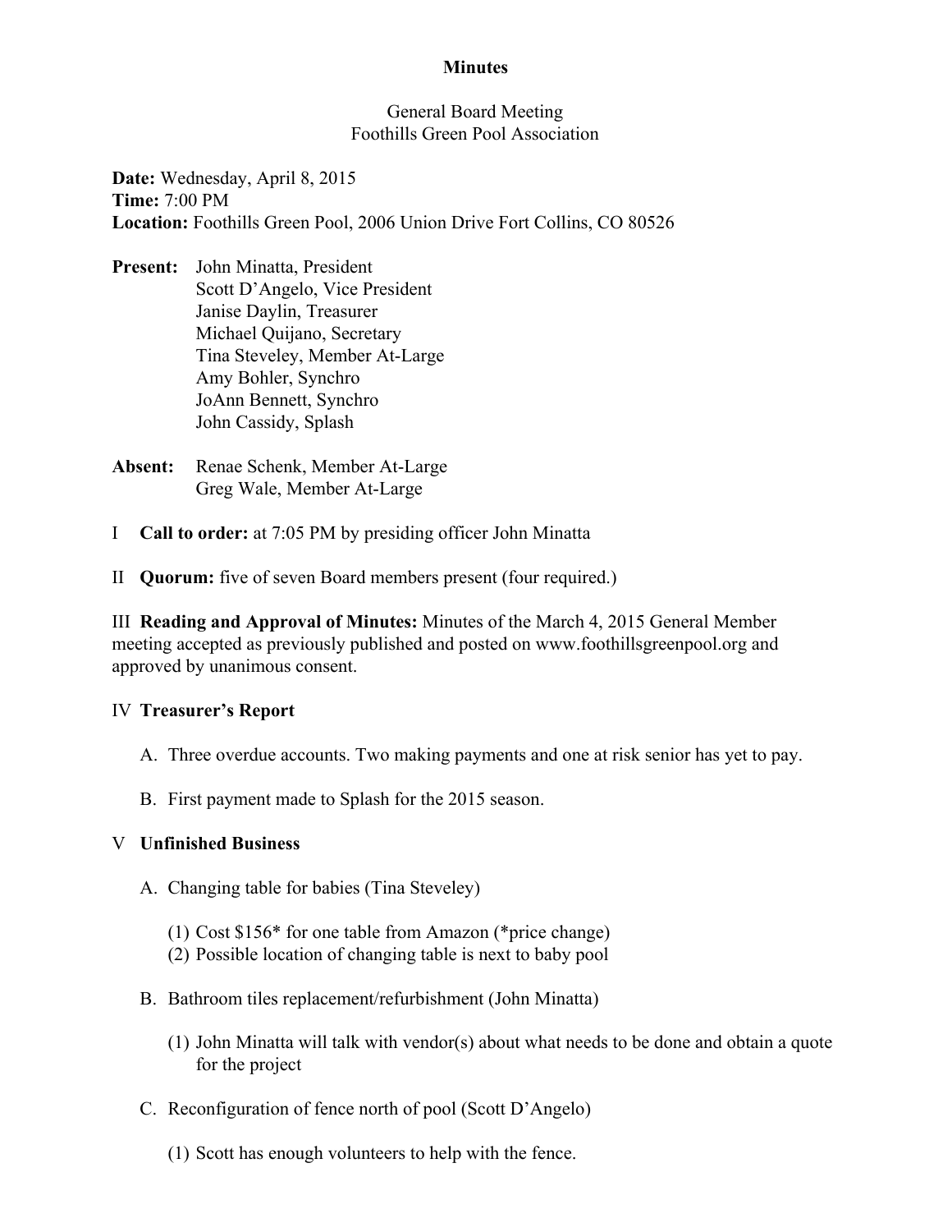# Minutes

General Board Meeting
Foothills Green Pool Association

**Date:** Wednesday, April 8, 2015
**Time:** 7:00 PM
**Location:** Foothills Green Pool, 2006 Union Drive Fort Collins, CO 80526

**Present:** John Minatta, President
Scott D'Angelo, Vice President
Janise Daylin, Treasurer
Michael Quijano, Secretary
Tina Steveley, Member At-Large
Amy Bohler, Synchro
JoAnn Bennett, Synchro
John Cassidy, Splash

**Absent:** Renae Schenk, Member At-Large
Greg Wale, Member At-Large

I **Call to order:** at 7:05 PM by presiding officer John Minatta

II **Quorum:** five of seven Board members present (four required.)

III **Reading and Approval of Minutes:** Minutes of the March 4, 2015 General Member meeting accepted as previously published and posted on www.foothillsgreenpool.org and approved by unanimous consent.

IV **Treasurer's Report**

A. Three overdue accounts. Two making payments and one at risk senior has yet to pay.

B. First payment made to Splash for the 2015 season.

V **Unfinished Business**

A. Changing table for babies (Tina Steveley)

(1) Cost $156* for one table from Amazon (*price change)
(2) Possible location of changing table is next to baby pool

B. Bathroom tiles replacement/refurbishment (John Minatta)

(1) John Minatta will talk with vendor(s) about what needs to be done and obtain a quote for the project

C. Reconfiguration of fence north of pool (Scott D'Angelo)

(1) Scott has enough volunteers to help with the fence.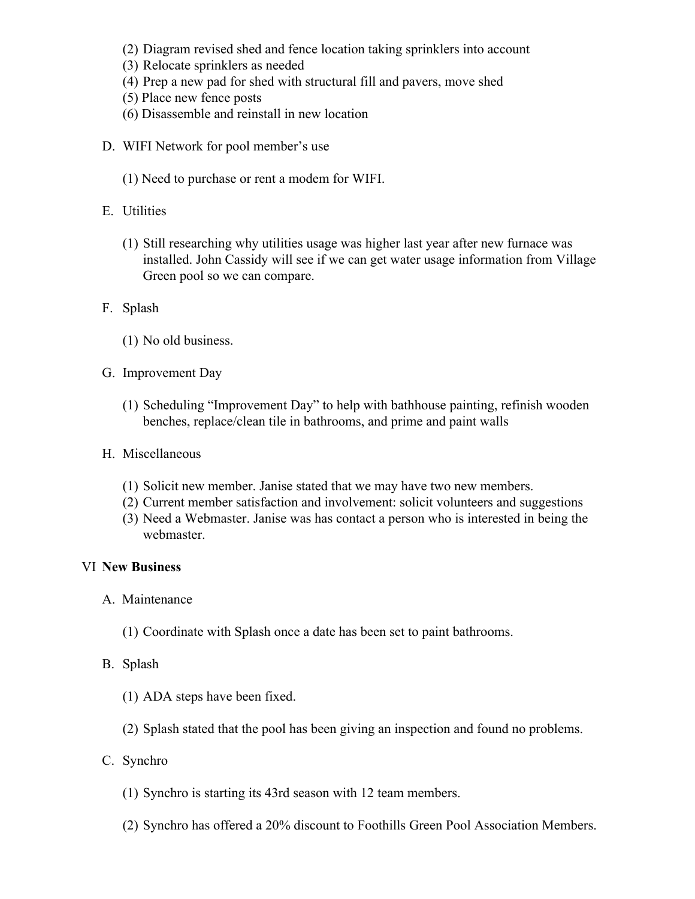(2) Diagram revised shed and fence location taking sprinklers into account
(3) Relocate sprinklers as needed
(4) Prep a new pad for shed with structural fill and pavers, move shed
(5) Place new fence posts
(6) Disassemble and reinstall in new location

D. WIFI Network for pool member's use

(1) Need to purchase or rent a modem for WIFI.

E. Utilities

(1) Still researching why utilities usage was higher last year after new furnace was installed. John Cassidy will see if we can get water usage information from Village Green pool so we can compare.

F. Splash

(1) No old business.

G. Improvement Day

(1) Scheduling "Improvement Day" to help with bathhouse painting, refinish wooden benches, replace/clean tile in bathrooms, and prime and paint walls

H. Miscellaneous

(1) Solicit new member. Janise stated that we may have two new members.
(2) Current member satisfaction and involvement: solicit volunteers and suggestions
(3) Need a Webmaster. Janise was has contact a person who is interested in being the webmaster.

VI **New Business**

A. Maintenance

(1) Coordinate with Splash once a date has been set to paint bathrooms.

B. Splash

(1) ADA steps have been fixed.

(2) Splash stated that the pool has been giving an inspection and found no problems.

C. Synchro

(1) Synchro is starting its 43rd season with 12 team members.

(2) Synchro has offered a 20% discount to Foothills Green Pool Association Members.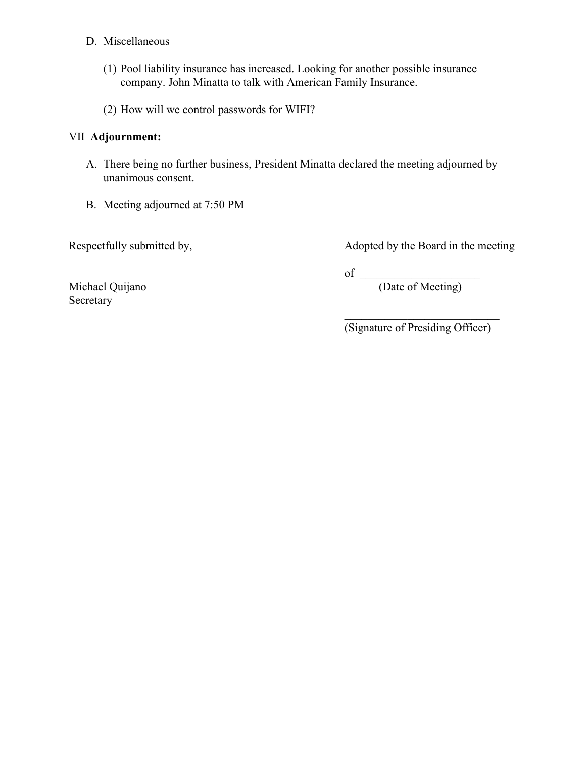D. Miscellaneous

   (1) Pool liability insurance has increased. Looking for another possible insurance company. John Minatta to talk with American Family Insurance.

   (2) How will we control passwords for WIFI?

VII **Adjournment:**

A. There being no further business, President Minatta declared the meeting adjourned by unanimous consent.

B. Meeting adjourned at 7:50 PM

Respectfully submitted by,

Michael Quijano
Secretary

Adopted by the Board in the meeting

of ____________________
(Date of Meeting)

____________________________
(Signature of Presiding Officer)